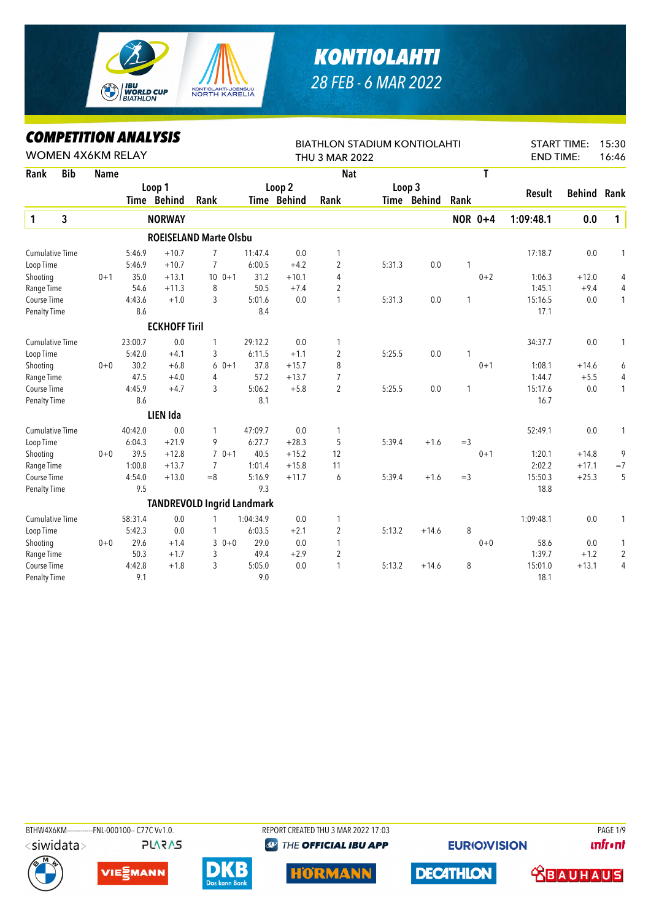# KONTIOLAHTI

28 FEB - 6 MAR 2022

## COMPETITION ANALYSIS

WOMEN 4X6KM RELAY

BIATHLON STADIUM KONTIOLAHTI

THU 3 MAR 2022

START TIME: 15:30

END TIME: 16:46

| Rank | Bib | Name | | Loop 1 Time | Behind | Rank | | Loop 2 Time | Behind | Rank | Loop 3 Time | Behind | Rank | T | Result | Behind | Rank |
|---|---|---|---|---|---|---|---|---|---|---|---|---|---|---|---|---|---|
| **1** | **3** | **NORWAY** | | | | | | | | | | | | **NOR 0+4** | **1:09:48.1** | **0.0** | **1** |
| | | **ROEISELAND Marte Olsbu** | | | | | | | | | | | | | | | |
| Cumulative Time | | | | 5:46.9 | +10.7 | 7 | | 11:47.4 | 0.0 | 1 | | | | | 17:18.7 | 0.0 | 1 |
| Loop Time | | | | 5:46.9 | +10.7 | 7 | | 6:00.5 | +4.2 | 2 | 5:31.3 | 0.0 | 1 | | | | |
| Shooting | | | 0+1 | 35.0 | +13.1 | 10 | 0+1 | 31.2 | +10.1 | 4 | | | | 0+2 | 1:06.3 | +12.0 | 4 |
| Range Time | | | | 54.6 | +11.3 | 8 | | 50.5 | +7.4 | 2 | | | | | 1:45.1 | +9.4 | 4 |
| Course Time | | | | 4:43.6 | +1.0 | 3 | | 5:01.6 | 0.0 | 1 | 5:31.3 | 0.0 | 1 | | 15:16.5 | 0.0 | 1 |
| Penalty Time | | | | 8.6 | | | | 8.4 | | | | | | | 17.1 | | |
| | | **ECKHOFF Tiril** | | | | | | | | | | | | | | | |
| Cumulative Time | | | | 23:00.7 | 0.0 | 1 | | 29:12.2 | 0.0 | 1 | | | | | 34:37.7 | 0.0 | 1 |
| Loop Time | | | | 5:42.0 | +4.1 | 3 | | 6:11.5 | +1.1 | 2 | 5:25.5 | 0.0 | 1 | | | | |
| Shooting | | | 0+0 | 30.2 | +6.8 | 6 | 0+1 | 37.8 | +15.7 | 8 | | | | 0+1 | 1:08.1 | +14.6 | 6 |
| Range Time | | | | 47.5 | +4.0 | 4 | | 57.2 | +13.7 | 7 | | | | | 1:44.7 | +5.5 | 4 |
| Course Time | | | | 4:45.9 | +4.7 | 3 | | 5:06.2 | +5.8 | 2 | 5:25.5 | 0.0 | 1 | | 15:17.6 | 0.0 | 1 |
| Penalty Time | | | | 8.6 | | | | 8.1 | | | | | | | 16.7 | | |
| | | **LIEN Ida** | | | | | | | | | | | | | | | |
| Cumulative Time | | | | 40:42.0 | 0.0 | 1 | | 47:09.7 | 0.0 | 1 | | | | | 52:49.1 | 0.0 | 1 |
| Loop Time | | | | 6:04.3 | +21.9 | 9 | | 6:27.7 | +28.3 | 5 | 5:39.4 | +1.6 | =3 | | | | |
| Shooting | | | 0+0 | 39.5 | +12.8 | 7 | 0+1 | 40.5 | +15.2 | 12 | | | | 0+1 | 1:20.1 | +14.8 | 9 |
| Range Time | | | | 1:00.8 | +13.7 | 7 | | 1:01.4 | +15.8 | 11 | | | | | 2:02.2 | +17.1 | =7 |
| Course Time | | | | 4:54.0 | +13.0 | =8 | | 5:16.9 | +11.7 | 6 | 5:39.4 | +1.6 | =3 | | 15:50.3 | +25.3 | 5 |
| Penalty Time | | | | 9.5 | | | | 9.3 | | | | | | | 18.8 | | |
| | | **TANDREVOLD Ingrid Landmark** | | | | | | | | | | | | | | | |
| Cumulative Time | | | | 58:31.4 | 0.0 | 1 | | 1:04:34.9 | 0.0 | 1 | | | | | 1:09:48.1 | 0.0 | 1 |
| Loop Time | | | | 5:42.3 | 0.0 | 1 | | 6:03.5 | +2.1 | 2 | 5:13.2 | +14.6 | 8 | | | | |
| Shooting | | | 0+0 | 29.6 | +1.4 | 3 | 0+0 | 29.0 | 0.0 | 1 | | | | 0+0 | 58.6 | 0.0 | 1 |
| Range Time | | | | 50.3 | +1.7 | 3 | | 49.4 | +2.9 | 2 | | | | | 1:39.7 | +1.2 | 2 |
| Course Time | | | | 4:42.8 | +1.8 | 3 | | 5:05.0 | 0.0 | 1 | 5:13.2 | +14.6 | 8 | | 15:01.0 | +13.1 | 4 |
| Penalty Time | | | | 9.1 | | | | 9.0 | | | | | | | 18.1 | | |

BTHW4X6KM------------FNL-000100-- C77C Vv1.0. REPORT CREATED THU 3 MAR 2022 17:03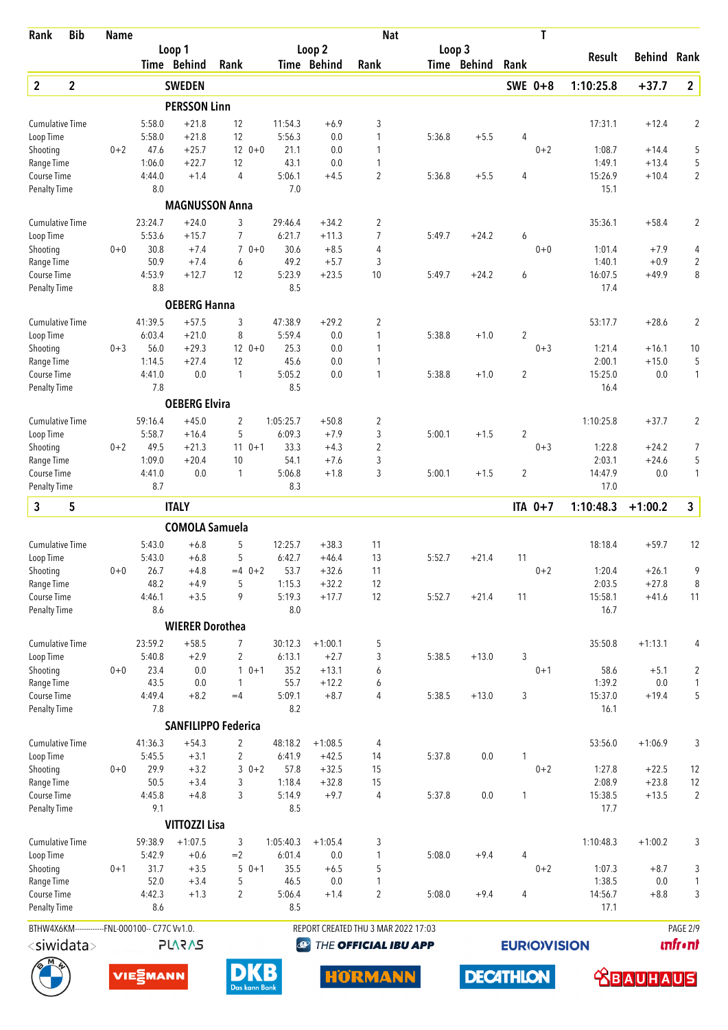| Rank | Bib | Name | Loop 1 Time | Loop 1 Behind | Loop 1 Rank | Loop 2 Time | Loop 2 Behind | Loop 2 Rank | Loop 3 Time | Loop 3 Behind | Loop 3 Rank | T | Result | Behind | Rank |
|---|---|---|---|---|---|---|---|---|---|---|---|---|---|---|---|
| **2** | **2** | **SWEDEN** | | | | | | | | | | **SWE 0+8** | **1:10:25.8** | **+37.7** | **2** |
| | | **PERSSON Linn** | | | | | | | | | | | | | |
| Cumulative Time | | | 5:58.0 | +21.8 | 12 | 11:54.3 | +6.9 | 3 | | | | | 17:31.1 | +12.4 | 2 |
| Loop Time | | | 5:58.0 | +21.8 | 12 | 5:56.3 | 0.0 | 1 | 5:36.8 | +5.5 | 4 | | | | |
| Shooting | | 0+2 | 47.6 | +25.7 | 12 0+0 | 21.1 | 0.0 | 1 | | | | 0+2 | 1:08.7 | +14.4 | 5 |
| Range Time | | | 1:06.0 | +22.7 | 12 | 43.1 | 0.0 | 1 | | | | | 1:49.1 | +13.4 | 5 |
| Course Time | | | 4:44.0 | +1.4 | 4 | 5:06.1 | +4.5 | 2 | 5:36.8 | +5.5 | 4 | | 15:26.9 | +10.4 | 2 |
| Penalty Time | | | 8.0 | | | 7.0 | | | | | | | 15.1 | | |
| | | **MAGNUSSON Anna** | | | | | | | | | | | | | |
| Cumulative Time | | | 23:24.7 | +24.0 | 3 | 29:46.4 | +34.2 | 2 | | | | | 35:36.1 | +58.4 | 2 |
| Loop Time | | | 5:53.6 | +15.7 | 7 | 6:21.7 | +11.3 | 7 | 5:49.7 | +24.2 | 6 | | | | |
| Shooting | | 0+0 | 30.8 | +7.4 | 7 0+0 | 30.6 | +8.5 | 4 | | | | 0+0 | 1:01.4 | +7.9 | 4 |
| Range Time | | | 50.9 | +7.4 | 6 | 49.2 | +5.7 | 3 | | | | | 1:40.1 | +0.9 | 2 |
| Course Time | | | 4:53.9 | +12.7 | 12 | 5:23.9 | +23.5 | 10 | 5:49.7 | +24.2 | 6 | | 16:07.5 | +49.9 | 8 |
| Penalty Time | | | 8.8 | | | 8.5 | | | | | | | 17.4 | | |
| | | **OEBERG Hanna** | | | | | | | | | | | | | |
| Cumulative Time | | | 41:39.5 | +57.5 | 3 | 47:38.9 | +29.2 | 2 | | | | | 53:17.7 | +28.6 | 2 |
| Loop Time | | | 6:03.4 | +21.0 | 8 | 5:59.4 | 0.0 | 1 | 5:38.8 | +1.0 | 2 | | | | |
| Shooting | | 0+3 | 56.0 | +29.3 | 12 0+0 | 25.3 | 0.0 | 1 | | | | 0+3 | 1:21.4 | +16.1 | 10 |
| Range Time | | | 1:14.5 | +27.4 | 12 | 45.6 | 0.0 | 1 | | | | | 2:00.1 | +15.0 | 5 |
| Course Time | | | 4:41.0 | 0.0 | 1 | 5:05.2 | 0.0 | 1 | 5:38.8 | +1.0 | 2 | | 15:25.0 | 0.0 | 1 |
| Penalty Time | | | 7.8 | | | 8.5 | | | | | | | 16.4 | | |
| | | **OEBERG Elvira** | | | | | | | | | | | | | |
| Cumulative Time | | | 59:16.4 | +45.0 | 2 | 1:05:25.7 | +50.8 | 2 | | | | | 1:10:25.8 | +37.7 | 2 |
| Loop Time | | | 5:58.7 | +16.4 | 5 | 6:09.3 | +7.9 | 3 | 5:00.1 | +1.5 | 2 | | | | |
| Shooting | | 0+2 | 49.5 | +21.3 | 11 0+1 | 33.3 | +4.3 | 2 | | | | 0+3 | 1:22.8 | +24.2 | 7 |
| Range Time | | | 1:09.0 | +20.4 | 10 | 54.1 | +7.6 | 3 | | | | | 2:03.1 | +24.6 | 5 |
| Course Time | | | 4:41.0 | 0.0 | 1 | 5:06.8 | +1.8 | 3 | 5:00.1 | +1.5 | 2 | | 14:47.9 | 0.0 | 1 |
| Penalty Time | | | 8.7 | | | 8.3 | | | | | | | 17.0 | | |
| **3** | **5** | **ITALY** | | | | | | | | | | **ITA 0+7** | **1:10:48.3** | **+1:00.2** | **3** |
| | | **COMOLA Samuela** | | | | | | | | | | | | | |
| Cumulative Time | | | 5:43.0 | +6.8 | 5 | 12:25.7 | +38.3 | 11 | | | | | 18:18.4 | +59.7 | 12 |
| Loop Time | | | 5:43.0 | +6.8 | 5 | 6:42.7 | +46.4 | 13 | 5:52.7 | +21.4 | 11 | | | | |
| Shooting | | 0+0 | 26.7 | +4.8 | =4 0+2 | 53.7 | +32.6 | 11 | | | | 0+2 | 1:20.4 | +26.1 | 9 |
| Range Time | | | 48.2 | +4.9 | 5 | 1:15.3 | +32.2 | 12 | | | | | 2:03.5 | +27.8 | 8 |
| Course Time | | | 4:46.1 | +3.5 | 9 | 5:19.3 | +17.7 | 12 | 5:52.7 | +21.4 | 11 | | 15:58.1 | +41.6 | 11 |
| Penalty Time | | | 8.6 | | | 8.0 | | | | | | | 16.7 | | |
| | | **WIERER Dorothea** | | | | | | | | | | | | | |
| Cumulative Time | | | 23:59.2 | +58.5 | 7 | 30:12.3 | +1:00.1 | 5 | | | | | 35:50.8 | +1:13.1 | 4 |
| Loop Time | | | 5:40.8 | +2.9 | 2 | 6:13.1 | +2.7 | 3 | 5:38.5 | +13.0 | 3 | | | | |
| Shooting | | 0+0 | 23.4 | 0.0 | 1 0+1 | 35.2 | +13.1 | 6 | | | | 0+1 | 58.6 | +5.1 | 2 |
| Range Time | | | 43.5 | 0.0 | 1 | 55.7 | +12.2 | 6 | | | | | 1:39.2 | 0.0 | 1 |
| Course Time | | | 4:49.4 | +8.2 | =4 | 5:09.1 | +8.7 | 4 | 5:38.5 | +13.0 | 3 | | 15:37.0 | +19.4 | 5 |
| Penalty Time | | | 7.8 | | | 8.2 | | | | | | | 16.1 | | |
| | | **SANFILIPPO Federica** | | | | | | | | | | | | | |
| Cumulative Time | | | 41:36.3 | +54.3 | 2 | 48:18.2 | +1:08.5 | 4 | | | | | 53:56.0 | +1:06.9 | 3 |
| Loop Time | | | 5:45.5 | +3.1 | 2 | 6:41.9 | +42.5 | 14 | 5:37.8 | 0.0 | 1 | | | | |
| Shooting | | 0+0 | 29.9 | +3.2 | 3 0+2 | 57.8 | +32.5 | 15 | | | | 0+2 | 1:27.8 | +22.5 | 12 |
| Range Time | | | 50.5 | +3.4 | 3 | 1:18.4 | +32.8 | 15 | | | | | 2:08.9 | +23.8 | 12 |
| Course Time | | | 4:45.8 | +4.8 | 3 | 5:14.9 | +9.7 | 4 | 5:37.8 | 0.0 | 1 | | 15:38.5 | +13.5 | 2 |
| Penalty Time | | | 9.1 | | | 8.5 | | | | | | | 17.7 | | |
| | | **VITTOZZI Lisa** | | | | | | | | | | | | | |
| Cumulative Time | | | 59:38.9 | +1:07.5 | 3 | 1:05:40.3 | +1:05.4 | 3 | | | | | 1:10:48.3 | +1:00.2 | 3 |
| Loop Time | | | 5:42.9 | +0.6 | =2 | 6:01.4 | 0.0 | 1 | 5:08.0 | +9.4 | 4 | | | | |
| Shooting | | 0+1 | 31.7 | +3.5 | 5 0+1 | 35.5 | +6.5 | 5 | | | | 0+2 | 1:07.3 | +8.7 | 3 |
| Range Time | | | 52.0 | +3.4 | 5 | 46.5 | 0.0 | 1 | | | | | 1:38.5 | 0.0 | 1 |
| Course Time | | | 4:42.3 | +1.3 | 2 | 5:06.4 | +1.4 | 2 | 5:08.0 | +9.4 | 4 | | 14:56.7 | +8.8 | 3 |
| Penalty Time | | | 8.6 | | | 8.5 | | | | | | | 17.1 | | |

BTHW4X6KM------------FNL-000100-- C77C Vv1.0. REPORT CREATED THU 3 MAR 2022 17:03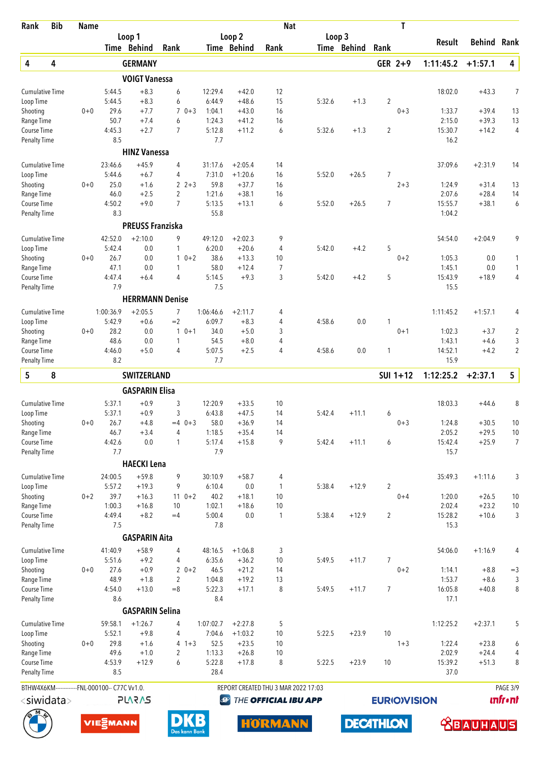| Rank | Bib | Name | Loop 1 Time | Loop 1 Behind | Loop 1 Rank | Loop 2 Time | Loop 2 Behind | Loop 2 Rank | Loop 3 Time | Loop 3 Behind | Loop 3 Rank | Nat / T | Result | Behind | Rank |
|---|---|---|---|---|---|---|---|---|---|---|---|---|---|---|---|
| **4** | **4** | **GERMANY** | | | | | | | | | | **GER 2+9** | **1:11:45.2** | **+1:57.1** | **4** |
| | | **VOIGT Vanessa** | | | | | | | | | | | | | |
| Cumulative Time | | | 5:44.5 | +8.3 | 6 | 12:29.4 | +42.0 | 12 | | | | | 18:02.0 | +43.3 | 7 |
| Loop Time | | | 5:44.5 | +8.3 | 6 | 6:44.9 | +48.6 | 15 | 5:32.6 | +1.3 | 2 | | | | |
| Shooting | | 0+0 | 29.6 | +7.7 | 7 0+3 | 1:04.1 | +43.0 | 16 | | | | 0+3 | 1:33.7 | +39.4 | 13 |
| Range Time | | | 50.7 | +7.4 | 6 | 1:24.3 | +41.2 | 16 | | | | | 2:15.0 | +39.3 | 13 |
| Course Time | | | 4:45.3 | +2.7 | 7 | 5:12.8 | +11.2 | 6 | 5:32.6 | +1.3 | 2 | | 15:30.7 | +14.2 | 4 |
| Penalty Time | | | 8.5 | | | 7.7 | | | | | | | 16.2 | | |
| | | **HINZ Vanessa** | | | | | | | | | | | | | |
| Cumulative Time | | | 23:46.6 | +45.9 | 4 | 31:17.6 | +2:05.4 | 14 | | | | | 37:09.6 | +2:31.9 | 14 |
| Loop Time | | | 5:44.6 | +6.7 | 4 | 7:31.0 | +1:20.6 | 16 | 5:52.0 | +26.5 | 7 | | | | |
| Shooting | | 0+0 | 25.0 | +1.6 | 2 2+3 | 59.8 | +37.7 | 16 | | | | 2+3 | 1:24.9 | +31.4 | 13 |
| Range Time | | | 46.0 | +2.5 | 2 | 1:21.6 | +38.1 | 16 | | | | | 2:07.6 | +28.4 | 14 |
| Course Time | | | 4:50.2 | +9.0 | 7 | 5:13.5 | +13.1 | 6 | 5:52.0 | +26.5 | 7 | | 15:55.7 | +38.1 | 6 |
| Penalty Time | | | 8.3 | | | 55.8 | | | | | | | 1:04.2 | | |
| | | **PREUSS Franziska** | | | | | | | | | | | | | |
| Cumulative Time | | | 42:52.0 | +2:10.0 | 9 | 49:12.0 | +2:02.3 | 9 | | | | | 54:54.0 | +2:04.9 | 9 |
| Loop Time | | | 5:42.4 | 0.0 | 1 | 6:20.0 | +20.6 | 4 | 5:42.0 | +4.2 | 5 | | | | |
| Shooting | | 0+0 | 26.7 | 0.0 | 1 0+2 | 38.6 | +13.3 | 10 | | | | 0+2 | 1:05.3 | 0.0 | 1 |
| Range Time | | | 47.1 | 0.0 | 1 | 58.0 | +12.4 | 7 | | | | | 1:45.1 | 0.0 | 1 |
| Course Time | | | 4:47.4 | +6.4 | 4 | 5:14.5 | +9.3 | 3 | 5:42.0 | +4.2 | 5 | | 15:43.9 | +18.9 | 4 |
| Penalty Time | | | 7.9 | | | 7.5 | | | | | | | 15.5 | | |
| | | **HERRMANN Denise** | | | | | | | | | | | | | |
| Cumulative Time | | | 1:00:36.9 | +2:05.5 | 7 | 1:06:46.6 | +2:11.7 | 4 | | | | | 1:11:45.2 | +1:57.1 | 4 |
| Loop Time | | | 5:42.9 | +0.6 | =2 | 6:09.7 | +8.3 | 4 | 4:58.6 | 0.0 | 1 | | | | |
| Shooting | | 0+0 | 28.2 | 0.0 | 1 0+1 | 34.0 | +5.0 | 3 | | | | 0+1 | 1:02.3 | +3.7 | 2 |
| Range Time | | | 48.6 | 0.0 | 1 | 54.5 | +8.0 | 4 | | | | | 1:43.1 | +4.6 | 3 |
| Course Time | | | 4:46.0 | +5.0 | 4 | 5:07.5 | +2.5 | 4 | 4:58.6 | 0.0 | 1 | | 14:52.1 | +4.2 | 2 |
| Penalty Time | | | 8.2 | | | 7.7 | | | | | | | 15.9 | | |
| **5** | **8** | **SWITZERLAND** | | | | | | | | | | **SUI 1+12** | **1:12:25.2** | **+2:37.1** | **5** |
| | | **GASPARIN Elisa** | | | | | | | | | | | | | |
| Cumulative Time | | | 5:37.1 | +0.9 | 3 | 12:20.9 | +33.5 | 10 | | | | | 18:03.3 | +44.6 | 8 |
| Loop Time | | | 5:37.1 | +0.9 | 3 | 6:43.8 | +47.5 | 14 | 5:42.4 | +11.1 | 6 | | | | |
| Shooting | | 0+0 | 26.7 | +4.8 | =4 0+3 | 58.0 | +36.9 | 14 | | | | 0+3 | 1:24.8 | +30.5 | 10 |
| Range Time | | | 46.7 | +3.4 | 4 | 1:18.5 | +35.4 | 14 | | | | | 2:05.2 | +29.5 | 10 |
| Course Time | | | 4:42.6 | 0.0 | 1 | 5:17.4 | +15.8 | 9 | 5:42.4 | +11.1 | 6 | | 15:42.4 | +25.9 | 7 |
| Penalty Time | | | 7.7 | | | 7.9 | | | | | | | 15.7 | | |
| | | **HAECKI Lena** | | | | | | | | | | | | | |
| Cumulative Time | | | 24:00.5 | +59.8 | 9 | 30:10.9 | +58.7 | 4 | | | | | 35:49.3 | +1:11.6 | 3 |
| Loop Time | | | 5:57.2 | +19.3 | 9 | 6:10.4 | 0.0 | 1 | 5:38.4 | +12.9 | 2 | | | | |
| Shooting | | 0+2 | 39.7 | +16.3 | 11 0+2 | 40.2 | +18.1 | 10 | | | | 0+4 | 1:20.0 | +26.5 | 10 |
| Range Time | | | 1:00.3 | +16.8 | 10 | 1:02.1 | +18.6 | 10 | | | | | 2:02.4 | +23.2 | 10 |
| Course Time | | | 4:49.4 | +8.2 | =4 | 5:00.4 | 0.0 | 1 | 5:38.4 | +12.9 | 2 | | 15:28.2 | +10.6 | 3 |
| Penalty Time | | | 7.5 | | | 7.8 | | | | | | | 15.3 | | |
| | | **GASPARIN Aita** | | | | | | | | | | | | | |
| Cumulative Time | | | 41:40.9 | +58.9 | 4 | 48:16.5 | +1:06.8 | 3 | | | | | 54:06.0 | +1:16.9 | 4 |
| Loop Time | | | 5:51.6 | +9.2 | 4 | 6:35.6 | +36.2 | 10 | 5:49.5 | +11.7 | 7 | | | | |
| Shooting | | 0+0 | 27.6 | +0.9 | 2 0+2 | 46.5 | +21.2 | 14 | | | | 0+2 | 1:14.1 | +8.8 | =3 |
| Range Time | | | 48.9 | +1.8 | 2 | 1:04.8 | +19.2 | 13 | | | | | 1:53.7 | +8.6 | 3 |
| Course Time | | | 4:54.0 | +13.0 | =8 | 5:22.3 | +17.1 | 8 | 5:49.5 | +11.7 | 7 | | 16:05.8 | +40.8 | 8 |
| Penalty Time | | | 8.6 | | | 8.4 | | | | | | | 17.1 | | |
| | | **GASPARIN Selina** | | | | | | | | | | | | | |
| Cumulative Time | | | 59:58.1 | +1:26.7 | 4 | 1:07:02.7 | +2:27.8 | 5 | | | | | 1:12:25.2 | +2:37.1 | 5 |
| Loop Time | | | 5:52.1 | +9.8 | 4 | 7:04.6 | +1:03.2 | 10 | 5:22.5 | +23.9 | 10 | | | | |
| Shooting | | 0+0 | 29.8 | +1.6 | 4 1+3 | 52.5 | +23.5 | 10 | | | | 1+3 | 1:22.4 | +23.8 | 6 |
| Range Time | | | 49.6 | +1.0 | 2 | 1:13.3 | +26.8 | 10 | | | | | 2:02.9 | +24.4 | 4 |
| Course Time | | | 4:53.9 | +12.9 | 6 | 5:22.8 | +17.8 | 8 | 5:22.5 | +23.9 | 10 | | 15:39.2 | +51.3 | 8 |
| Penalty Time | | | 8.5 | | | 28.4 | | | | | | | 37.0 | | |

BTHW4X6KM------------FNL-000100-- C77C Vv1.0. REPORT CREATED THU 3 MAR 2022 17:03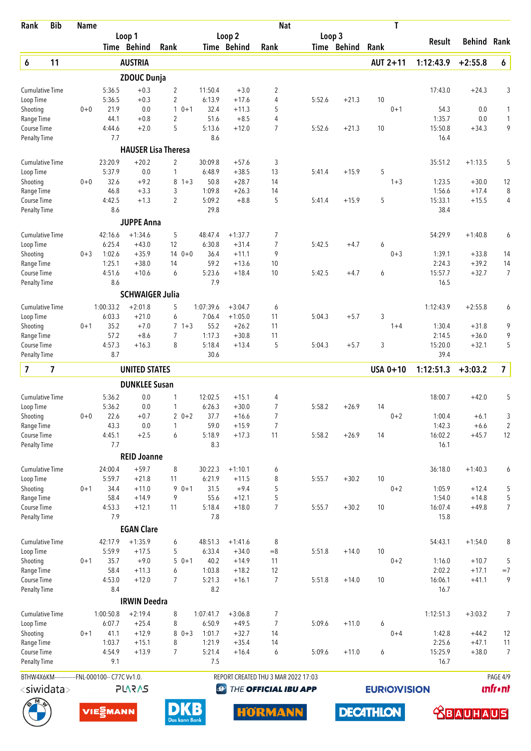| Rank | Bib | Name | | Loop 1 Time | Loop 1 Behind | Loop 1 Rank | | Loop 2 Time | Loop 2 Behind | Loop 2 Rank | Nat | Loop 3 Time | Loop 3 Behind | Loop 3 Rank | T | Result | Behind | Rank |
|---|---|---|---|---|---|---|---|---|---|---|---|---|---|---|---|---|---|---|
| **6** | **11** | **AUSTRIA** | | | | | | | | | | | | | **AUT 2+11** | **1:12:43.9** | **+2:55.8** | **6** |
| | | **ZDOUC Dunja** | | | | | | | | | | | | | | | | |
| | | Cumulative Time | | 5:36.5 | +0.3 | 2 | | 11:50.4 | +3.0 | 2 | | | | | | 17:43.0 | +24.3 | 3 |
| | | Loop Time | | 5:36.5 | +0.3 | 2 | | 6:13.9 | +17.6 | 4 | | 5:52.6 | +21.3 | 10 | | | | |
| | | Shooting | 0+0 | 21.9 | 0.0 | 1 | 0+1 | 32.4 | +11.3 | 5 | | | | | 0+1 | 54.3 | 0.0 | 1 |
| | | Range Time | | 44.1 | +0.8 | 2 | | 51.6 | +8.5 | 4 | | | | | | 1:35.7 | 0.0 | 1 |
| | | Course Time | | 4:44.6 | +2.0 | 5 | | 5:13.6 | +12.0 | 7 | | 5:52.6 | +21.3 | 10 | | 15:50.8 | +34.3 | 9 |
| | | Penalty Time | | 7.7 | | | | 8.6 | | | | | | | | 16.4 | | |
| | | **HAUSER Lisa Theresa** | | | | | | | | | | | | | | | | |
| | | Cumulative Time | | 23:20.9 | +20.2 | 2 | | 30:09.8 | +57.6 | 3 | | | | | | 35:51.2 | +1:13.5 | 5 |
| | | Loop Time | | 5:37.9 | 0.0 | 1 | | 6:48.9 | +38.5 | 13 | | 5:41.4 | +15.9 | 5 | | | | |
| | | Shooting | 0+0 | 32.6 | +9.2 | 8 | 1+3 | 50.8 | +28.7 | 14 | | | | | 1+3 | 1:23.5 | +30.0 | 12 |
| | | Range Time | | 46.8 | +3.3 | 3 | | 1:09.8 | +26.3 | 14 | | | | | | 1:56.6 | +17.4 | 8 |
| | | Course Time | | 4:42.5 | +1.3 | 2 | | 5:09.2 | +8.8 | 5 | | 5:41.4 | +15.9 | 5 | | 15:33.1 | +15.5 | 4 |
| | | Penalty Time | | 8.6 | | | | 29.8 | | | | | | | | 38.4 | | |
| | | **JUPPE Anna** | | | | | | | | | | | | | | | | |
| | | Cumulative Time | | 42:16.6 | +1:34.6 | 5 | | 48:47.4 | +1:37.7 | 7 | | | | | | 54:29.9 | +1:40.8 | 6 |
| | | Loop Time | | 6:25.4 | +43.0 | 12 | | 6:30.8 | +31.4 | 7 | | 5:42.5 | +4.7 | 6 | | | | |
| | | Shooting | 0+3 | 1:02.6 | +35.9 | 14 | 0+0 | 36.4 | +11.1 | 9 | | | | | 0+3 | 1:39.1 | +33.8 | 14 |
| | | Range Time | | 1:25.1 | +38.0 | 14 | | 59.2 | +13.6 | 10 | | | | | | 2:24.3 | +39.2 | 14 |
| | | Course Time | | 4:51.6 | +10.6 | 6 | | 5:23.6 | +18.4 | 10 | | 5:42.5 | +4.7 | 6 | | 15:57.7 | +32.7 | 7 |
| | | Penalty Time | | 8.6 | | | | 7.9 | | | | | | | | 16.5 | | |
| | | **SCHWAIGER Julia** | | | | | | | | | | | | | | | | |
| | | Cumulative Time | | 1:00:33.2 | +2:01.8 | 5 | | 1:07:39.6 | +3:04.7 | 6 | | | | | | 1:12:43.9 | +2:55.8 | 6 |
| | | Loop Time | | 6:03.3 | +21.0 | 6 | | 7:06.4 | +1:05.0 | 11 | | 5:04.3 | +5.7 | 3 | | | | |
| | | Shooting | 0+1 | 35.2 | +7.0 | 7 | 1+3 | 55.2 | +26.2 | 11 | | | | | 1+4 | 1:30.4 | +31.8 | 9 |
| | | Range Time | | 57.2 | +8.6 | 7 | | 1:17.3 | +30.8 | 11 | | | | | | 2:14.5 | +36.0 | 9 |
| | | Course Time | | 4:57.3 | +16.3 | 8 | | 5:18.4 | +13.4 | 5 | | 5:04.3 | +5.7 | 3 | | 15:20.0 | +32.1 | 5 |
| | | Penalty Time | | 8.7 | | | | 30.6 | | | | | | | | 39.4 | | |
| **7** | **7** | **UNITED STATES** | | | | | | | | | | | | | **USA 0+10** | **1:12:51.3** | **+3:03.2** | **7** |
| | | **DUNKLEE Susan** | | | | | | | | | | | | | | | | |
| | | Cumulative Time | | 5:36.2 | 0.0 | 1 | | 12:02.5 | +15.1 | 4 | | | | | | 18:00.7 | +42.0 | 5 |
| | | Loop Time | | 5:36.2 | 0.0 | 1 | | 6:26.3 | +30.0 | 7 | | 5:58.2 | +26.9 | 14 | | | | |
| | | Shooting | 0+0 | 22.6 | +0.7 | 2 | 0+2 | 37.7 | +16.6 | 7 | | | | | 0+2 | 1:00.4 | +6.1 | 3 |
| | | Range Time | | 43.3 | 0.0 | 1 | | 59.0 | +15.9 | 7 | | | | | | 1:42.3 | +6.6 | 2 |
| | | Course Time | | 4:45.1 | +2.5 | 6 | | 5:18.9 | +17.3 | 11 | | 5:58.2 | +26.9 | 14 | | 16:02.2 | +45.7 | 12 |
| | | Penalty Time | | 7.7 | | | | 8.3 | | | | | | | | 16.1 | | |
| | | **REID Joanne** | | | | | | | | | | | | | | | | |
| | | Cumulative Time | | 24:00.4 | +59.7 | 8 | | 30:22.3 | +1:10.1 | 6 | | | | | | 36:18.0 | +1:40.3 | 6 |
| | | Loop Time | | 5:59.7 | +21.8 | 11 | | 6:21.9 | +11.5 | 8 | | 5:55.7 | +30.2 | 10 | | | | |
| | | Shooting | 0+1 | 34.4 | +11.0 | 9 | 0+1 | 31.5 | +9.4 | 5 | | | | | 0+2 | 1:05.9 | +12.4 | 5 |
| | | Range Time | | 58.4 | +14.9 | 9 | | 55.6 | +12.1 | 5 | | | | | | 1:54.0 | +14.8 | 5 |
| | | Course Time | | 4:53.3 | +12.1 | 11 | | 5:18.4 | +18.0 | 7 | | 5:55.7 | +30.2 | 10 | | 16:07.4 | +49.8 | 7 |
| | | Penalty Time | | 7.9 | | | | 7.8 | | | | | | | | 15.8 | | |
| | | **EGAN Clare** | | | | | | | | | | | | | | | | |
| | | Cumulative Time | | 42:17.9 | +1:35.9 | 6 | | 48:51.3 | +1:41.6 | 8 | | | | | | 54:43.1 | +1:54.0 | 8 |
| | | Loop Time | | 5:59.9 | +17.5 | 5 | | 6:33.4 | +34.0 | =8 | | 5:51.8 | +14.0 | 10 | | | | |
| | | Shooting | 0+1 | 35.7 | +9.0 | 5 | 0+1 | 40.2 | +14.9 | 11 | | | | | 0+2 | 1:16.0 | +10.7 | 5 |
| | | Range Time | | 58.4 | +11.3 | 6 | | 1:03.8 | +18.2 | 12 | | | | | | 2:02.2 | +17.1 | =7 |
| | | Course Time | | 4:53.0 | +12.0 | 7 | | 5:21.3 | +16.1 | 7 | | 5:51.8 | +14.0 | 10 | | 16:06.1 | +41.1 | 9 |
| | | Penalty Time | | 8.4 | | | | 8.2 | | | | | | | | 16.7 | | |
| | | **IRWIN Deedra** | | | | | | | | | | | | | | | | |
| | | Cumulative Time | | 1:00:50.8 | +2:19.4 | 8 | | 1:07:41.7 | +3:06.8 | 7 | | | | | | 1:12:51.3 | +3:03.2 | 7 |
| | | Loop Time | | 6:07.7 | +25.4 | 8 | | 6:50.9 | +49.5 | 7 | | 5:09.6 | +11.0 | 6 | | | | |
| | | Shooting | 0+1 | 41.1 | +12.9 | 8 | 0+3 | 1:01.7 | +32.7 | 14 | | | | | 0+4 | 1:42.8 | +44.2 | 12 |
| | | Range Time | | 1:03.7 | +15.1 | 8 | | 1:21.9 | +35.4 | 14 | | | | | | 2:25.6 | +47.1 | 11 |
| | | Course Time | | 4:54.9 | +13.9 | 7 | | 5:21.4 | +16.4 | 6 | | 5:09.6 | +11.0 | 6 | | 15:25.9 | +38.0 | 7 |
| | | Penalty Time | | 9.1 | | | | 7.5 | | | | | | | | 16.7 | | |

BTHW4X6KM------------FNL-000100-- C77C Vv1.0. REPORT CREATED THU 3 MAR 2022 17:03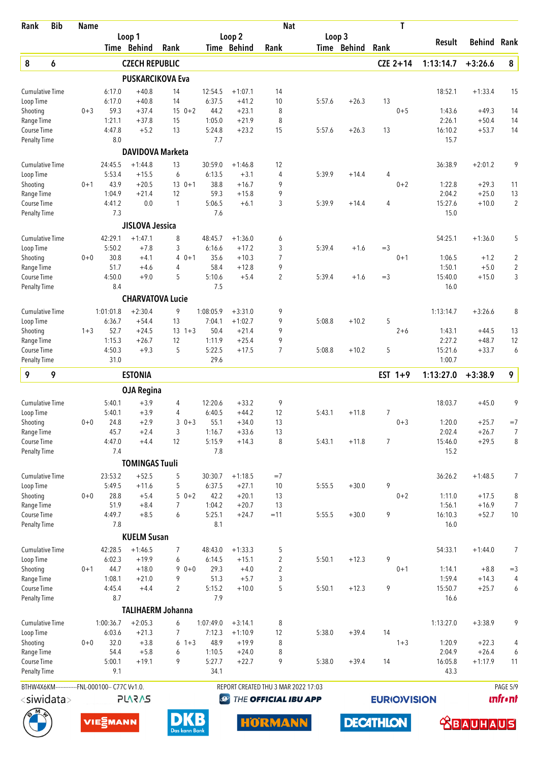| Rank | Bib | Name | | Loop 1 Time | Loop 1 Behind | Loop 1 Rank | | Loop 2 Time | Loop 2 Behind | Loop 2 Rank | Loop 3 Time | Loop 3 Behind | Loop 3 Rank | T | Result | Behind | Rank |
|---|---|---|---|---|---|---|---|---|---|---|---|---|---|---|---|---|---|
| **8** | **6** | **CZECH REPUBLIC** | | | | | | | | | | | | **CZE 2+14** | **1:13:14.7** | **+3:26.6** | **8** |
| | | **PUSKARCIKOVA Eva** | | | | | | | | | | | | | | | |
| | | Cumulative Time | | 6:17.0 | +40.8 | 14 | | 12:54.5 | +1:07.1 | 14 | | | | | 18:52.1 | +1:33.4 | 15 |
| | | Loop Time | | 6:17.0 | +40.8 | 14 | | 6:37.5 | +41.2 | 10 | 5:57.6 | +26.3 | 13 | | | | |
| | | Shooting | 0+3 | 59.3 | +37.4 | 15 | 0+2 | 44.2 | +23.1 | 8 | | | | 0+5 | 1:43.6 | +49.3 | 14 |
| | | Range Time | | 1:21.1 | +37.8 | 15 | | 1:05.0 | +21.9 | 8 | | | | | 2:26.1 | +50.4 | 14 |
| | | Course Time | | 4:47.8 | +5.2 | 13 | | 5:24.8 | +23.2 | 15 | 5:57.6 | +26.3 | 13 | | 16:10.2 | +53.7 | 14 |
| | | Penalty Time | | 8.0 | | | | 7.7 | | | | | | | 15.7 | | |
| | | **DAVIDOVA Marketa** | | | | | | | | | | | | | | | |
| | | Cumulative Time | | 24:45.5 | +1:44.8 | 13 | | 30:59.0 | +1:46.8 | 12 | | | | | 36:38.9 | +2:01.2 | 9 |
| | | Loop Time | | 5:53.4 | +15.5 | 6 | | 6:13.5 | +3.1 | 4 | 5:39.9 | +14.4 | 4 | | | | |
| | | Shooting | 0+1 | 43.9 | +20.5 | 13 | 0+1 | 38.8 | +16.7 | 9 | | | | 0+2 | 1:22.8 | +29.3 | 11 |
| | | Range Time | | 1:04.9 | +21.4 | 12 | | 59.3 | +15.8 | 9 | | | | | 2:04.2 | +25.0 | 13 |
| | | Course Time | | 4:41.2 | 0.0 | 1 | | 5:06.5 | +6.1 | 3 | 5:39.9 | +14.4 | 4 | | 15:27.6 | +10.0 | 2 |
| | | Penalty Time | | 7.3 | | | | 7.6 | | | | | | | 15.0 | | |
| | | **JISLOVA Jessica** | | | | | | | | | | | | | | | |
| | | Cumulative Time | | 42:29.1 | +1:47.1 | 8 | | 48:45.7 | +1:36.0 | 6 | | | | | 54:25.1 | +1:36.0 | 5 |
| | | Loop Time | | 5:50.2 | +7.8 | 3 | | 6:16.6 | +17.2 | 3 | 5:39.4 | +1.6 | =3 | | | | |
| | | Shooting | 0+0 | 30.8 | +4.1 | 4 | 0+1 | 35.6 | +10.3 | 7 | | | | 0+1 | 1:06.5 | +1.2 | 2 |
| | | Range Time | | 51.7 | +4.6 | 4 | | 58.4 | +12.8 | 9 | | | | | 1:50.1 | +5.0 | 2 |
| | | Course Time | | 4:50.0 | +9.0 | 5 | | 5:10.6 | +5.4 | 2 | 5:39.4 | +1.6 | =3 | | 15:40.0 | +15.0 | 3 |
| | | Penalty Time | | 8.4 | | | | 7.5 | | | | | | | 16.0 | | |
| | | **CHARVATOVA Lucie** | | | | | | | | | | | | | | | |
| | | Cumulative Time | | 1:01:01.8 | +2:30.4 | 9 | | 1:08:05.9 | +3:31.0 | 9 | | | | | 1:13:14.7 | +3:26.6 | 8 |
| | | Loop Time | | 6:36.7 | +54.4 | 13 | | 7:04.1 | +1:02.7 | 9 | 5:08.8 | +10.2 | 5 | | | | |
| | | Shooting | 1+3 | 52.7 | +24.5 | 13 | 1+3 | 50.4 | +21.4 | 9 | | | | 2+6 | 1:43.1 | +44.5 | 13 |
| | | Range Time | | 1:15.3 | +26.7 | 12 | | 1:11.9 | +25.4 | 9 | | | | | 2:27.2 | +48.7 | 12 |
| | | Course Time | | 4:50.3 | +9.3 | 5 | | 5:22.5 | +17.5 | 7 | 5:08.8 | +10.2 | 5 | | 15:21.6 | +33.7 | 6 |
| | | Penalty Time | | 31.0 | | | | 29.6 | | | | | | | 1:00.7 | | |
| **9** | **9** | **ESTONIA** | | | | | | | | | | | | **EST 1+9** | **1:13:27.0** | **+3:38.9** | **9** |
| | | **OJA Regina** | | | | | | | | | | | | | | | |
| | | Cumulative Time | | 5:40.1 | +3.9 | 4 | | 12:20.6 | +33.2 | 9 | | | | | 18:03.7 | +45.0 | 9 |
| | | Loop Time | | 5:40.1 | +3.9 | 4 | | 6:40.5 | +44.2 | 12 | 5:43.1 | +11.8 | 7 | | | | |
| | | Shooting | 0+0 | 24.8 | +2.9 | 3 | 0+3 | 55.1 | +34.0 | 13 | | | | 0+3 | 1:20.0 | +25.7 | =7 |
| | | Range Time | | 45.7 | +2.4 | 3 | | 1:16.7 | +33.6 | 13 | | | | | 2:02.4 | +26.7 | 7 |
| | | Course Time | | 4:47.0 | +4.4 | 12 | | 5:15.9 | +14.3 | 8 | 5:43.1 | +11.8 | 7 | | 15:46.0 | +29.5 | 8 |
| | | Penalty Time | | 7.4 | | | | 7.8 | | | | | | | 15.2 | | |
| | | **TOMINGAS Tuuli** | | | | | | | | | | | | | | | |
| | | Cumulative Time | | 23:53.2 | +52.5 | 5 | | 30:30.7 | +1:18.5 | =7 | | | | | 36:26.2 | +1:48.5 | 7 |
| | | Loop Time | | 5:49.5 | +11.6 | 5 | | 6:37.5 | +27.1 | 10 | 5:55.5 | +30.0 | 9 | | | | |
| | | Shooting | 0+0 | 28.8 | +5.4 | 5 | 0+2 | 42.2 | +20.1 | 13 | | | | 0+2 | 1:11.0 | +17.5 | 8 |
| | | Range Time | | 51.9 | +8.4 | 7 | | 1:04.2 | +20.7 | 13 | | | | | 1:56.1 | +16.9 | 7 |
| | | Course Time | | 4:49.7 | +8.5 | 6 | | 5:25.1 | +24.7 | =11 | 5:55.5 | +30.0 | 9 | | 16:10.3 | +52.7 | 10 |
| | | Penalty Time | | 7.8 | | | | 8.1 | | | | | | | 16.0 | | |
| | | **KUELM Susan** | | | | | | | | | | | | | | | |
| | | Cumulative Time | | 42:28.5 | +1:46.5 | 7 | | 48:43.0 | +1:33.3 | 5 | | | | | 54:33.1 | +1:44.0 | 7 |
| | | Loop Time | | 6:02.3 | +19.9 | 6 | | 6:14.5 | +15.1 | 2 | 5:50.1 | +12.3 | 9 | | | | |
| | | Shooting | 0+1 | 44.7 | +18.0 | 9 | 0+0 | 29.3 | +4.0 | 2 | | | | 0+1 | 1:14.1 | +8.8 | =3 |
| | | Range Time | | 1:08.1 | +21.0 | 9 | | 51.3 | +5.7 | 3 | | | | | 1:59.4 | +14.3 | 4 |
| | | Course Time | | 4:45.4 | +4.4 | 2 | | 5:15.2 | +10.0 | 5 | 5:50.1 | +12.3 | 9 | | 15:50.7 | +25.7 | 6 |
| | | Penalty Time | | 8.7 | | | | 7.9 | | | | | | | 16.6 | | |
| | | **TALIHAERM Johanna** | | | | | | | | | | | | | | | |
| | | Cumulative Time | | 1:00:36.7 | +2:05.3 | 6 | | 1:07:49.0 | +3:14.1 | 8 | | | | | 1:13:27.0 | +3:38.9 | 9 |
| | | Loop Time | | 6:03.6 | +21.3 | 7 | | 7:12.3 | +1:10.9 | 12 | 5:38.0 | +39.4 | 14 | | | | |
| | | Shooting | 0+0 | 32.0 | +3.8 | 6 | 1+3 | 48.9 | +19.9 | 8 | | | | 1+3 | 1:20.9 | +22.3 | 4 |
| | | Range Time | | 54.4 | +5.8 | 6 | | 1:10.5 | +24.0 | 8 | | | | | 2:04.9 | +26.4 | 6 |
| | | Course Time | | 5:00.1 | +19.1 | 9 | | 5:27.7 | +22.7 | 9 | 5:38.0 | +39.4 | 14 | | 16:05.8 | +1:17.9 | 11 |
| | | Penalty Time | | 9.1 | | | | 34.1 | | | | | | | 43.3 | | |

BTHW4X6KM------------FNL-000100-- C77C Vv1.0. REPORT CREATED THU 3 MAR 2022 17:03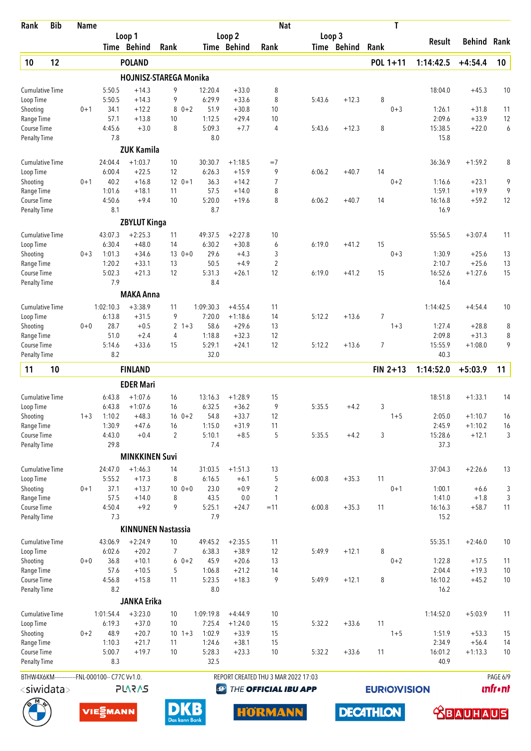| Rank | Bib | Name | | | | | | | Nat | | | | T | | | |
|---|---|---|---|---|---|---|---|---|---|---|---|---|---|---|---|---|
| | | | Loop 1 | | | Loop 2 | | | Loop 3 | | | | Result | Behind | Rank |
| | | | Time | Behind | Rank | Time | Behind | Rank | Time | Behind | Rank | | | | |
| **10** | **12** | **POLAND** | | | | | | | | | | **POL 1+11** | **1:14:42.5** | **+4:54.4** | **10** |
| | | **HOJNISZ-STAREGA Monika** | | | | | | | | | | | | | |
| Cumulative Time | | | 5:50.5 | +14.3 | 9 | 12:20.4 | +33.0 | 8 | | | | | 18:04.0 | +45.3 | 10 |
| Loop Time | | | 5:50.5 | +14.3 | 9 | 6:29.9 | +33.6 | 8 | 5:43.6 | +12.3 | 8 | | | | |
| Shooting | 0+1 | | 34.1 | +12.2 | 8 0+2 | 51.9 | +30.8 | 10 | | | | 0+3 | 1:26.1 | +31.8 | 11 |
| Range Time | | | 57.1 | +13.8 | 10 | 1:12.5 | +29.4 | 10 | | | | | 2:09.6 | +33.9 | 12 |
| Course Time | | | 4:45.6 | +3.0 | 8 | 5:09.3 | +7.7 | 4 | 5:43.6 | +12.3 | 8 | | 15:38.5 | +22.0 | 6 |
| Penalty Time | | | 7.8 | | | 8.0 | | | | | | | 15.8 | | |
| | | **ZUK Kamila** | | | | | | | | | | | | | |
| Cumulative Time | | | 24:04.4 | +1:03.7 | 10 | 30:30.7 | +1:18.5 | =7 | | | | | 36:36.9 | +1:59.2 | 8 |
| Loop Time | | | 6:00.4 | +22.5 | 12 | 6:26.3 | +15.9 | 9 | 6:06.2 | +40.7 | 14 | | | | |
| Shooting | 0+1 | | 40.2 | +16.8 | 12 0+1 | 36.3 | +14.2 | 7 | | | | 0+2 | 1:16.6 | +23.1 | 9 |
| Range Time | | | 1:01.6 | +18.1 | 11 | 57.5 | +14.0 | 8 | | | | | 1:59.1 | +19.9 | 9 |
| Course Time | | | 4:50.6 | +9.4 | 10 | 5:20.0 | +19.6 | 8 | 6:06.2 | +40.7 | 14 | | 16:16.8 | +59.2 | 12 |
| Penalty Time | | | 8.1 | | | 8.7 | | | | | | | 16.9 | | |
| | | **ZBYLUT Kinga** | | | | | | | | | | | | | |
| Cumulative Time | | | 43:07.3 | +2:25.3 | 11 | 49:37.5 | +2:27.8 | 10 | | | | | 55:56.5 | +3:07.4 | 11 |
| Loop Time | | | 6:30.4 | +48.0 | 14 | 6:30.2 | +30.8 | 6 | 6:19.0 | +41.2 | 15 | | | | |
| Shooting | 0+3 | | 1:01.3 | +34.6 | 13 0+0 | 29.6 | +4.3 | 3 | | | | 0+3 | 1:30.9 | +25.6 | 13 |
| Range Time | | | 1:20.2 | +33.1 | 13 | 50.5 | +4.9 | 2 | | | | | 2:10.7 | +25.6 | 13 |
| Course Time | | | 5:02.3 | +21.3 | 12 | 5:31.3 | +26.1 | 12 | 6:19.0 | +41.2 | 15 | | 16:52.6 | +1:27.6 | 15 |
| Penalty Time | | | 7.9 | | | 8.4 | | | | | | | 16.4 | | |
| | | **MAKA Anna** | | | | | | | | | | | | | |
| Cumulative Time | | | 1:02:10.3 | +3:38.9 | 11 | 1:09:30.3 | +4:55.4 | 11 | | | | | 1:14:42.5 | +4:54.4 | 10 |
| Loop Time | | | 6:13.8 | +31.5 | 9 | 7:20.0 | +1:18.6 | 14 | 5:12.2 | +13.6 | 7 | | | | |
| Shooting | 0+0 | | 28.7 | +0.5 | 2 1+3 | 58.6 | +29.6 | 13 | | | | 1+3 | 1:27.4 | +28.8 | 8 |
| Range Time | | | 51.0 | +2.4 | 4 | 1:18.8 | +32.3 | 12 | | | | | 2:09.8 | +31.3 | 8 |
| Course Time | | | 5:14.6 | +33.6 | 15 | 5:29.1 | +24.1 | 12 | 5:12.2 | +13.6 | 7 | | 15:55.9 | +1:08.0 | 9 |
| Penalty Time | | | 8.2 | | | 32.0 | | | | | | | 40.3 | | |
| **11** | **10** | **FINLAND** | | | | | | | | | | **FIN 2+13** | **1:14:52.0** | **+5:03.9** | **11** |
| | | **EDER Mari** | | | | | | | | | | | | | |
| Cumulative Time | | | 6:43.8 | +1:07.6 | 16 | 13:16.3 | +1:28.9 | 15 | | | | | 18:51.8 | +1:33.1 | 14 |
| Loop Time | | | 6:43.8 | +1:07.6 | 16 | 6:32.5 | +36.2 | 9 | 5:35.5 | +4.2 | 3 | | | | |
| Shooting | 1+3 | | 1:10.2 | +48.3 | 16 0+2 | 54.8 | +33.7 | 12 | | | | 1+5 | 2:05.0 | +1:10.7 | 16 |
| Range Time | | | 1:30.9 | +47.6 | 16 | 1:15.0 | +31.9 | 11 | | | | | 2:45.9 | +1:10.2 | 16 |
| Course Time | | | 4:43.0 | +0.4 | 2 | 5:10.1 | +8.5 | 5 | 5:35.5 | +4.2 | 3 | | 15:28.6 | +12.1 | 3 |
| Penalty Time | | | 29.8 | | | 7.4 | | | | | | | 37.3 | | |
| | | **MINKKINEN Suvi** | | | | | | | | | | | | | |
| Cumulative Time | | | 24:47.0 | +1:46.3 | 14 | 31:03.5 | +1:51.3 | 13 | | | | | 37:04.3 | +2:26.6 | 13 |
| Loop Time | | | 5:55.2 | +17.3 | 8 | 6:16.5 | +6.1 | 5 | 6:00.8 | +35.3 | 11 | | | | |
| Shooting | 0+1 | | 37.1 | +13.7 | 10 0+0 | 23.0 | +0.9 | 2 | | | | 0+1 | 1:00.1 | +6.6 | 3 |
| Range Time | | | 57.5 | +14.0 | 8 | 43.5 | 0.0 | 1 | | | | | 1:41.0 | +1.8 | 3 |
| Course Time | | | 4:50.4 | +9.2 | 9 | 5:25.1 | +24.7 | =11 | 6:00.8 | +35.3 | 11 | | 16:16.3 | +58.7 | 11 |
| Penalty Time | | | 7.3 | | | 7.9 | | | | | | | 15.2 | | |
| | | **KINNUNEN Nastassia** | | | | | | | | | | | | | |
| Cumulative Time | | | 43:06.9 | +2:24.9 | 10 | 49:45.2 | +2:35.5 | 11 | | | | | 55:35.1 | +2:46.0 | 10 |
| Loop Time | | | 6:02.6 | +20.2 | 7 | 6:38.3 | +38.9 | 12 | 5:49.9 | +12.1 | 8 | | | | |
| Shooting | 0+0 | | 36.8 | +10.1 | 6 0+2 | 45.9 | +20.6 | 13 | | | | 0+2 | 1:22.8 | +17.5 | 11 |
| Range Time | | | 57.6 | +10.5 | 5 | 1:06.8 | +21.2 | 14 | | | | | 2:04.4 | +19.3 | 10 |
| Course Time | | | 4:56.8 | +15.8 | 11 | 5:23.5 | +18.3 | 9 | 5:49.9 | +12.1 | 8 | | 16:10.2 | +45.2 | 10 |
| Penalty Time | | | 8.2 | | | 8.0 | | | | | | | 16.2 | | |
| | | **JANKA Erika** | | | | | | | | | | | | | |
| Cumulative Time | | | 1:01:54.4 | +3:23.0 | 10 | 1:09:19.8 | +4:44.9 | 10 | | | | | 1:14:52.0 | +5:03.9 | 11 |
| Loop Time | | | 6:19.3 | +37.0 | 10 | 7:25.4 | +1:24.0 | 15 | 5:32.2 | +33.6 | 11 | | | | |
| Shooting | 0+2 | | 48.9 | +20.7 | 10 1+3 | 1:02.9 | +33.9 | 15 | | | | 1+5 | 1:51.9 | +53.3 | 15 |
| Range Time | | | 1:10.3 | +21.7 | 11 | 1:24.6 | +38.1 | 15 | | | | | 2:34.9 | +56.4 | 14 |
| Course Time | | | 5:00.7 | +19.7 | 10 | 5:28.3 | +23.3 | 10 | 5:32.2 | +33.6 | 11 | | 16:01.2 | +1:13.3 | 10 |
| Penalty Time | | | 8.3 | | | 32.5 | | | | | | | 40.9 | | |

BTHW4X6KM------------FNL-000100-- C77C Vv1.0. REPORT CREATED THU 3 MAR 2022 17:03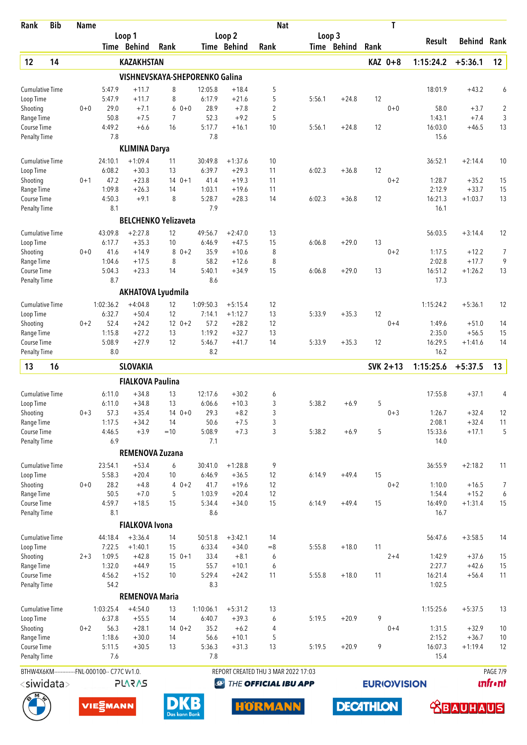| Rank | Bib | Name | | | | | | Nat | | | | T | | | |
|---|---|---|---|---|---|---|---|---|---|---|---|---|---|---|---|
| | | | Loop 1 Time | Behind | Rank | Loop 2 Time | Behind | Rank | Loop 3 Time | Behind | Rank | | Result | Behind | Rank |
| **12** | **14** | **KAZAKHSTAN** | | | | | | | | | | **KAZ 0+8** | **1:15:24.2** | **+5:36.1** | **12** |
| | | **VISHNEVSKAYA-SHEPORENKO Galina** | | | | | | | | | | | | | |
| Cumulative Time | | | 5:47.9 | +11.7 | 8 | 12:05.8 | +18.4 | 5 | | | | | 18:01.9 | +43.2 | 6 |
| Loop Time | | | 5:47.9 | +11.7 | 8 | 6:17.9 | +21.6 | 5 | 5:56.1 | +24.8 | 12 | | | | |
| Shooting | | 0+0 | 29.0 | +7.1 | 6 | 0+0 28.9 | +7.8 | 2 | | | | 0+0 | 58.0 | +3.7 | 2 |
| Range Time | | | 50.8 | +7.5 | 7 | 52.3 | +9.2 | 5 | | | | | 1:43.1 | +7.4 | 3 |
| Course Time | | | 4:49.2 | +6.6 | 16 | 5:17.7 | +16.1 | 10 | 5:56.1 | +24.8 | 12 | | 16:03.0 | +46.5 | 13 |
| Penalty Time | | | 7.8 | | | 7.8 | | | | | | | 15.6 | | |
| | | **KLIMINA Darya** | | | | | | | | | | | | | |
| Cumulative Time | | | 24:10.1 | +1:09.4 | 11 | 30:49.8 | +1:37.6 | 10 | | | | | 36:52.1 | +2:14.4 | 10 |
| Loop Time | | | 6:08.2 | +30.3 | 13 | 6:39.7 | +29.3 | 11 | 6:02.3 | +36.8 | 12 | | | | |
| Shooting | | 0+1 | 47.2 | +23.8 | 14 | 0+1 41.4 | +19.3 | 11 | | | | 0+2 | 1:28.7 | +35.2 | 15 |
| Range Time | | | 1:09.8 | +26.3 | 14 | 1:03.1 | +19.6 | 11 | | | | | 2:12.9 | +33.7 | 15 |
| Course Time | | | 4:50.3 | +9.1 | 8 | 5:28.7 | +28.3 | 14 | 6:02.3 | +36.8 | 12 | | 16:21.3 | +1:03.7 | 13 |
| Penalty Time | | | 8.1 | | | 7.9 | | | | | | | 16.1 | | |
| | | **BELCHENKO Yelizaveta** | | | | | | | | | | | | | |
| Cumulative Time | | | 43:09.8 | +2:27.8 | 12 | 49:56.7 | +2:47.0 | 13 | | | | | 56:03.5 | +3:14.4 | 12 |
| Loop Time | | | 6:17.7 | +35.3 | 10 | 6:46.9 | +47.5 | 15 | 6:06.8 | +29.0 | 13 | | | | |
| Shooting | | 0+0 | 41.6 | +14.9 | 8 | 0+2 35.9 | +10.6 | 8 | | | | 0+2 | 1:17.5 | +12.2 | 7 |
| Range Time | | | 1:04.6 | +17.5 | 8 | 58.2 | +12.6 | 8 | | | | | 2:02.8 | +17.7 | 9 |
| Course Time | | | 5:04.3 | +23.3 | 14 | 5:40.1 | +34.9 | 15 | 6:06.8 | +29.0 | 13 | | 16:51.2 | +1:26.2 | 13 |
| Penalty Time | | | 8.7 | | | 8.6 | | | | | | | 17.3 | | |
| | | **AKHATOVA Lyudmila** | | | | | | | | | | | | | |
| Cumulative Time | | | 1:02:36.2 | +4:04.8 | 12 | 1:09:50.3 | +5:15.4 | 12 | | | | | 1:15:24.2 | +5:36.1 | 12 |
| Loop Time | | | 6:32.7 | +50.4 | 12 | 7:14.1 | +1:12.7 | 13 | 5:33.9 | +35.3 | 12 | | | | |
| Shooting | | 0+2 | 52.4 | +24.2 | 12 | 0+2 57.2 | +28.2 | 12 | | | | 0+4 | 1:49.6 | +51.0 | 14 |
| Range Time | | | 1:15.8 | +27.2 | 13 | 1:19.2 | +32.7 | 13 | | | | | 2:35.0 | +56.5 | 15 |
| Course Time | | | 5:08.9 | +27.9 | 12 | 5:46.7 | +41.7 | 14 | 5:33.9 | +35.3 | 12 | | 16:29.5 | +1:41.6 | 14 |
| Penalty Time | | | 8.0 | | | 8.2 | | | | | | | 16.2 | | |
| **13** | **16** | **SLOVAKIA** | | | | | | | | | | **SVK 2+13** | **1:15:25.6** | **+5:37.5** | **13** |
| | | **FIALKOVA Paulina** | | | | | | | | | | | | | |
| Cumulative Time | | | 6:11.0 | +34.8 | 13 | 12:17.6 | +30.2 | 6 | | | | | 17:55.8 | +37.1 | 4 |
| Loop Time | | | 6:11.0 | +34.8 | 13 | 6:06.6 | +10.3 | 3 | 5:38.2 | +6.9 | 5 | | | | |
| Shooting | | 0+3 | 57.3 | +35.4 | 14 | 0+0 29.3 | +8.2 | 3 | | | | 0+3 | 1:26.7 | +32.4 | 12 |
| Range Time | | | 1:17.5 | +34.2 | 14 | 50.6 | +7.5 | 3 | | | | | 2:08.1 | +32.4 | 11 |
| Course Time | | | 4:46.5 | +3.9 | =10 | 5:08.9 | +7.3 | 3 | 5:38.2 | +6.9 | 5 | | 15:33.6 | +17.1 | 5 |
| Penalty Time | | | 6.9 | | | 7.1 | | | | | | | 14.0 | | |
| | | **REMENOVA Zuzana** | | | | | | | | | | | | | |
| Cumulative Time | | | 23:54.1 | +53.4 | 6 | 30:41.0 | +1:28.8 | 9 | | | | | 36:55.9 | +2:18.2 | 11 |
| Loop Time | | | 5:58.3 | +20.4 | 10 | 6:46.9 | +36.5 | 12 | 6:14.9 | +49.4 | 15 | | | | |
| Shooting | | 0+0 | 28.2 | +4.8 | 4 | 0+2 41.7 | +19.6 | 12 | | | | 0+2 | 1:10.0 | +16.5 | 7 |
| Range Time | | | 50.5 | +7.0 | 5 | 1:03.9 | +20.4 | 12 | | | | | 1:54.4 | +15.2 | 6 |
| Course Time | | | 4:59.7 | +18.5 | 15 | 5:34.4 | +34.0 | 15 | 6:14.9 | +49.4 | 15 | | 16:49.0 | +1:31.4 | 15 |
| Penalty Time | | | 8.1 | | | 8.6 | | | | | | | 16.7 | | |
| | | **FIALKOVA Ivona** | | | | | | | | | | | | | |
| Cumulative Time | | | 44:18.4 | +3:36.4 | 14 | 50:51.8 | +3:42.1 | 14 | | | | | 56:47.6 | +3:58.5 | 14 |
| Loop Time | | | 7:22.5 | +1:40.1 | 15 | 6:33.4 | +34.0 | =8 | 5:55.8 | +18.0 | 11 | | | | |
| Shooting | | 2+3 | 1:09.5 | +42.8 | 15 | 0+1 33.4 | +8.1 | 6 | | | | 2+4 | 1:42.9 | +37.6 | 15 |
| Range Time | | | 1:32.0 | +44.9 | 15 | 55.7 | +10.1 | 6 | | | | | 2:27.7 | +42.6 | 15 |
| Course Time | | | 4:56.2 | +15.2 | 10 | 5:29.4 | +24.2 | 11 | 5:55.8 | +18.0 | 11 | | 16:21.4 | +56.4 | 11 |
| Penalty Time | | | 54.2 | | | 8.3 | | | | | | | 1:02.5 | | |
| | | **REMENOVA Maria** | | | | | | | | | | | | | |
| Cumulative Time | | | 1:03:25.4 | +4:54.0 | 13 | 1:10:06.1 | +5:31.2 | 13 | | | | | 1:15:25.6 | +5:37.5 | 13 |
| Loop Time | | | 6:37.8 | +55.5 | 14 | 6:40.7 | +39.3 | 6 | 5:19.5 | +20.9 | 9 | | | | |
| Shooting | | 0+2 | 56.3 | +28.1 | 14 | 0+2 35.2 | +6.2 | 4 | | | | 0+4 | 1:31.5 | +32.9 | 10 |
| Range Time | | | 1:18.6 | +30.0 | 14 | 56.6 | +10.1 | 5 | | | | | 2:15.2 | +36.7 | 10 |
| Course Time | | | 5:11.5 | +30.5 | 13 | 5:36.3 | +31.3 | 13 | 5:19.5 | +20.9 | 9 | | 16:07.3 | +1:19.4 | 12 |
| Penalty Time | | | 7.6 | | | 7.8 | | | | | | | 15.4 | | |

BTHW4X6KM------------FNL-000100-- C77C Vv1.0. REPORT CREATED THU 3 MAR 2022 17:03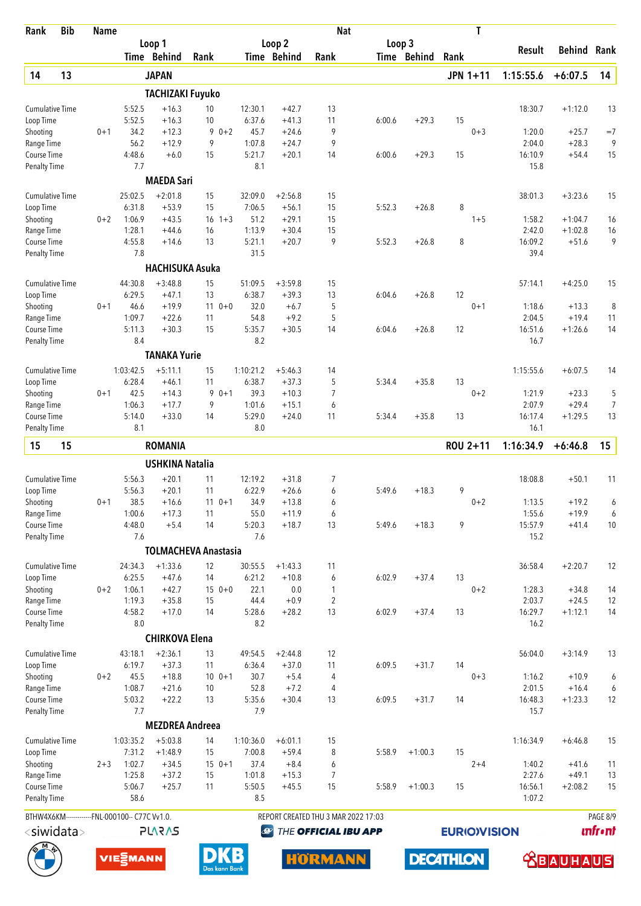| Rank | Bib | Name | Loop 1 Time | Loop 1 Behind | Loop 1 Rank | Loop 2 Time | Loop 2 Behind | Loop 2 Rank | Loop 3 Time | Loop 3 Behind | Loop 3 Rank | Nat / T | Result | Behind | Rank |
|---|---|---|---|---|---|---|---|---|---|---|---|---|---|---|---|
| **14** | **13** | **JAPAN** | | | | | | | | | | **JPN 1+11** | **1:15:55.6** | **+6:07.5** | **14** |
| | | **TACHIZAKI Fuyuko** | | | | | | | | | | | | | |
| | | Cumulative Time | 5:52.5 | +16.3 | 10 | 12:30.1 | +42.7 | 13 | | | | | 18:30.7 | +1:12.0 | 13 |
| | | Loop Time | 5:52.5 | +16.3 | 10 | 6:37.6 | +41.3 | 11 | 6:00.6 | +29.3 | 15 | | | | |
| | | Shooting | 0+1 34.2 | +12.3 | 9 | 0+2 45.7 | +24.6 | 9 | | | | 0+3 | 1:20.0 | +25.7 | =7 |
| | | Range Time | 56.2 | +12.9 | 9 | 1:07.8 | +24.7 | 9 | | | | | 2:04.0 | +28.3 | 9 |
| | | Course Time | 4:48.6 | +6.0 | 15 | 5:21.7 | +20.1 | 14 | 6:00.6 | +29.3 | 15 | | 16:10.9 | +54.4 | 15 |
| | | Penalty Time | 7.7 | | | 8.1 | | | | | | | 15.8 | | |
| | | **MAEDA Sari** | | | | | | | | | | | | | |
| | | Cumulative Time | 25:02.5 | +2:01.8 | 15 | 32:09.0 | +2:56.8 | 15 | | | | | 38:01.3 | +3:23.6 | 15 |
| | | Loop Time | 6:31.8 | +53.9 | 15 | 7:06.5 | +56.1 | 15 | 5:52.3 | +26.8 | 8 | | | | |
| | | Shooting | 0+2 1:06.9 | +43.5 | 16 | 1+3 51.2 | +29.1 | 15 | | | | 1+5 | 1:58.2 | +1:04.7 | 16 |
| | | Range Time | 1:28.1 | +44.6 | 16 | 1:13.9 | +30.4 | 15 | | | | | 2:42.0 | +1:02.8 | 16 |
| | | Course Time | 4:55.8 | +14.6 | 13 | 5:21.1 | +20.7 | 9 | 5:52.3 | +26.8 | 8 | | 16:09.2 | +51.6 | 9 |
| | | Penalty Time | 7.8 | | | 31.5 | | | | | | | 39.4 | | |
| | | **HACHISUKA Asuka** | | | | | | | | | | | | | |
| | | Cumulative Time | 44:30.8 | +3:48.8 | 15 | 51:09.5 | +3:59.8 | 15 | | | | | 57:14.1 | +4:25.0 | 15 |
| | | Loop Time | 6:29.5 | +47.1 | 13 | 6:38.7 | +39.3 | 13 | 6:04.6 | +26.8 | 12 | | | | |
| | | Shooting | 0+1 46.6 | +19.9 | 11 | 0+0 32.0 | +6.7 | 5 | | | | 0+1 | 1:18.6 | +13.3 | 8 |
| | | Range Time | 1:09.7 | +22.6 | 11 | 54.8 | +9.2 | 5 | | | | | 2:04.5 | +19.4 | 11 |
| | | Course Time | 5:11.3 | +30.3 | 15 | 5:35.7 | +30.5 | 14 | 6:04.6 | +26.8 | 12 | | 16:51.6 | +1:26.6 | 14 |
| | | Penalty Time | 8.4 | | | 8.2 | | | | | | | 16.7 | | |
| | | **TANAKA Yurie** | | | | | | | | | | | | | |
| | | Cumulative Time | 1:03:42.5 | +5:11.1 | 15 | 1:10:21.2 | +5:46.3 | 14 | | | | | 1:15:55.6 | +6:07.5 | 14 |
| | | Loop Time | 6:28.4 | +46.1 | 11 | 6:38.7 | +37.3 | 5 | 5:34.4 | +35.8 | 13 | | | | |
| | | Shooting | 0+1 42.5 | +14.3 | 9 | 0+1 39.3 | +10.3 | 7 | | | | 0+2 | 1:21.9 | +23.3 | 5 |
| | | Range Time | 1:06.3 | +17.7 | 9 | 1:01.6 | +15.1 | 6 | | | | | 2:07.9 | +29.4 | 7 |
| | | Course Time | 5:14.0 | +33.0 | 14 | 5:29.0 | +24.0 | 11 | 5:34.4 | +35.8 | 13 | | 16:17.4 | +1:29.5 | 13 |
| | | Penalty Time | 8.1 | | | 8.0 | | | | | | | 16.1 | | |
| **15** | **15** | **ROMANIA** | | | | | | | | | | **ROU 2+11** | **1:16:34.9** | **+6:46.8** | **15** |
| | | **USHKINA Natalia** | | | | | | | | | | | | | |
| | | Cumulative Time | 5:56.3 | +20.1 | 11 | 12:19.2 | +31.8 | 7 | | | | | 18:08.8 | +50.1 | 11 |
| | | Loop Time | 5:56.3 | +20.1 | 11 | 6:22.9 | +26.6 | 6 | 5:49.6 | +18.3 | 9 | | | | |
| | | Shooting | 0+1 38.5 | +16.6 | 11 | 0+1 34.9 | +13.8 | 6 | | | | 0+2 | 1:13.5 | +19.2 | 6 |
| | | Range Time | 1:00.6 | +17.3 | 11 | 55.0 | +11.9 | 6 | | | | | 1:55.6 | +19.9 | 6 |
| | | Course Time | 4:48.0 | +5.4 | 14 | 5:20.3 | +18.7 | 13 | 5:49.6 | +18.3 | 9 | | 15:57.9 | +41.4 | 10 |
| | | Penalty Time | 7.6 | | | 7.6 | | | | | | | 15.2 | | |
| | | **TOLMACHEVA Anastasia** | | | | | | | | | | | | | |
| | | Cumulative Time | 24:34.3 | +1:33.6 | 12 | 30:55.5 | +1:43.3 | 11 | | | | | 36:58.4 | +2:20.7 | 12 |
| | | Loop Time | 6:25.5 | +47.6 | 14 | 6:21.2 | +10.8 | 6 | 6:02.9 | +37.4 | 13 | | | | |
| | | Shooting | 0+2 1:06.1 | +42.7 | 15 | 0+0 22.1 | 0.0 | 1 | | | | 0+2 | 1:28.3 | +34.8 | 14 |
| | | Range Time | 1:19.3 | +35.8 | 15 | 44.4 | +0.9 | 2 | | | | | 2:03.7 | +24.5 | 12 |
| | | Course Time | 4:58.2 | +17.0 | 14 | 5:28.6 | +28.2 | 13 | 6:02.9 | +37.4 | 13 | | 16:29.7 | +1:12.1 | 14 |
| | | Penalty Time | 8.0 | | | 8.2 | | | | | | | 16.2 | | |
| | | **CHIRKOVA Elena** | | | | | | | | | | | | | |
| | | Cumulative Time | 43:18.1 | +2:36.1 | 13 | 49:54.5 | +2:44.8 | 12 | | | | | 56:04.0 | +3:14.9 | 13 |
| | | Loop Time | 6:19.7 | +37.3 | 11 | 6:36.4 | +37.0 | 11 | 6:09.5 | +31.7 | 14 | | | | |
| | | Shooting | 0+2 45.5 | +18.8 | 10 | 0+1 30.7 | +5.4 | 4 | | | | 0+3 | 1:16.2 | +10.9 | 6 |
| | | Range Time | 1:08.7 | +21.6 | 10 | 52.8 | +7.2 | 4 | | | | | 2:01.5 | +16.4 | 6 |
| | | Course Time | 5:03.2 | +22.2 | 13 | 5:35.6 | +30.4 | 13 | 6:09.5 | +31.7 | 14 | | 16:48.3 | +1:23.3 | 12 |
| | | Penalty Time | 7.7 | | | 7.9 | | | | | | | 15.7 | | |
| | | **MEZDREA Andreea** | | | | | | | | | | | | | |
| | | Cumulative Time | 1:03:35.2 | +5:03.8 | 14 | 1:10:36.0 | +6:01.1 | 15 | | | | | 1:16:34.9 | +6:46.8 | 15 |
| | | Loop Time | 7:31.2 | +1:48.9 | 15 | 7:00.8 | +59.4 | 8 | 5:58.9 | +1:00.3 | 15 | | | | |
| | | Shooting | 2+3 1:02.7 | +34.5 | 15 | 0+1 37.4 | +8.4 | 6 | | | | 2+4 | 1:40.2 | +41.6 | 11 |
| | | Range Time | 1:25.8 | +37.2 | 15 | 1:01.8 | +15.3 | 7 | | | | | 2:27.6 | +49.1 | 13 |
| | | Course Time | 5:06.7 | +25.7 | 11 | 5:50.5 | +45.5 | 15 | 5:58.9 | +1:00.3 | 15 | | 16:56.1 | +2:08.2 | 15 |
| | | Penalty Time | 58.6 | | | 8.5 | | | | | | | 1:07.2 | | |

BTHW4X6KM------------FNL-000100-- C77C Vv1.0. REPORT CREATED THU 3 MAR 2022 17:03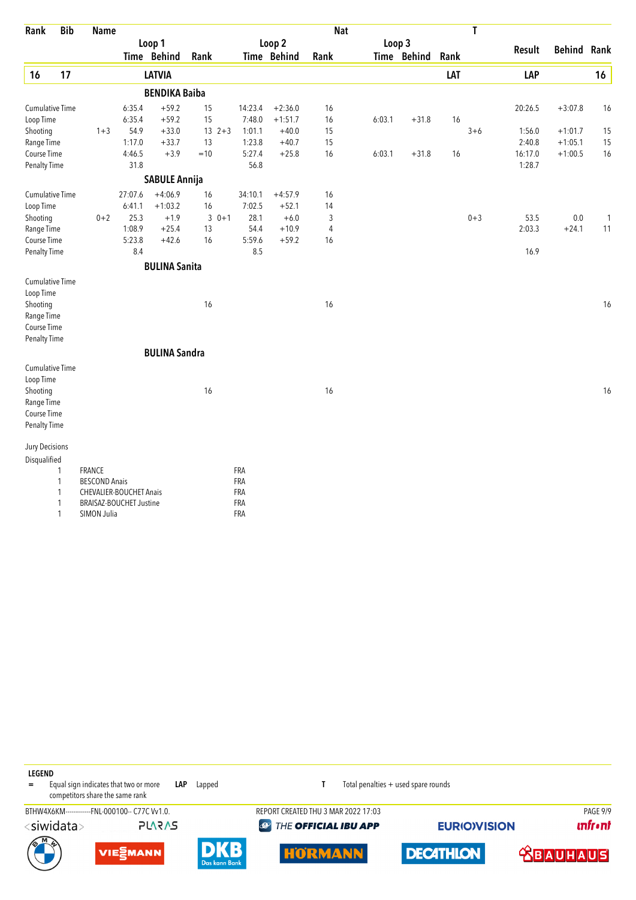| Rank | Bib | Name | | | | | | | | | Nat | | | | T | | | |
|---|---|---|---|---|---|---|---|---|---|---|---|---|---|---|---|---|---|---|
| | | | Loop 1 Time | Behind | Rank | | Loop 2 Time | Behind | Rank | | Loop 3 Time | Behind | Rank | | | Result | Behind | Rank |
| **16** | **17** | **LATVIA** | | | | | | | | | | | | **LAT** | | **LAP** | | **16** |
| | | **BENDIKA Baiba** | | | | | | | | | | | | | | | | |
| Cumulative Time | | | 6:35.4 | +59.2 | 15 | | 14:23.4 | +2:36.0 | 16 | | | | | | | 20:26.5 | +3:07.8 | 16 |
| Loop Time | | | 6:35.4 | +59.2 | 15 | | 7:48.0 | +1:51.7 | 16 | | 6:03.1 | +31.8 | 16 | | | | | |
| Shooting | | 1+3 | 54.9 | +33.0 | 13 | 2+3 | 1:01.1 | +40.0 | 15 | | | | | | 3+6 | 1:56.0 | +1:01.7 | 15 |
| Range Time | | | 1:17.0 | +33.7 | 13 | | 1:23.8 | +40.7 | 15 | | | | | | | 2:40.8 | +1:05.1 | 15 |
| Course Time | | | 4:46.5 | +3.9 | =10 | | 5:27.4 | +25.8 | 16 | | 6:03.1 | +31.8 | 16 | | | 16:17.0 | +1:00.5 | 16 |
| Penalty Time | | | 31.8 | | | | 56.8 | | | | | | | | | 1:28.7 | | |
| | | **SABULE Annija** | | | | | | | | | | | | | | | | |
| Cumulative Time | | | 27:07.6 | +4:06.9 | 16 | | 34:10.1 | +4:57.9 | 16 | | | | | | | | | |
| Loop Time | | | 6:41.1 | +1:03.2 | 16 | | 7:02.5 | +52.1 | 14 | | | | | | | | | |
| Shooting | | 0+2 | 25.3 | +1.9 | 3 | 0+1 | 28.1 | +6.0 | 3 | | | | | | 0+3 | 53.5 | 0.0 | 1 |
| Range Time | | | 1:08.9 | +25.4 | 13 | | 54.4 | +10.9 | 4 | | | | | | | 2:03.3 | +24.1 | 11 |
| Course Time | | | 5:23.8 | +42.6 | 16 | | 5:59.6 | +59.2 | 16 | | | | | | | | | |
| Penalty Time | | | 8.4 | | | | 8.5 | | | | | | | | | 16.9 | | |
| | | **BULINA Sanita** | | | | | | | | | | | | | | | | |
| Cumulative Time | | | | | | | | | | | | | | | | | | |
| Loop Time | | | | | | | | | | | | | | | | | | |
| Shooting | | | | | 16 | | | | 16 | | | | | | | | | 16 |
| Range Time | | | | | | | | | | | | | | | | | | |
| Course Time | | | | | | | | | | | | | | | | | | |
| Penalty Time | | | | | | | | | | | | | | | | | | |
| | | **BULINA Sandra** | | | | | | | | | | | | | | | | |
| Cumulative Time | | | | | | | | | | | | | | | | | | |
| Loop Time | | | | | | | | | | | | | | | | | | |
| Shooting | | | | | 16 | | | | 16 | | | | | | | | | 16 |
| Range Time | | | | | | | | | | | | | | | | | | |
| Course Time | | | | | | | | | | | | | | | | | | |
| Penalty Time | | | | | | | | | | | | | | | | | | |

Jury Decisions

Disqualified

| | | |
|---|---|---|
| 1 | FRANCE | FRA |
| 1 | BESCOND Anais | FRA |
| 1 | CHEVALIER-BOUCHET Anais | FRA |
| 1 | BRAISAZ-BOUCHET Justine | FRA |
| 1 | SIMON Julia | FRA |

**LEGEND**

= Equal sign indicates that two or more competitors share the same rank

LAP Lapped

T Total penalties + used spare rounds

BTHW4X6KM------------FNL-000100-- C77C Vv1.0. REPORT CREATED THU 3 MAR 2022 17:03